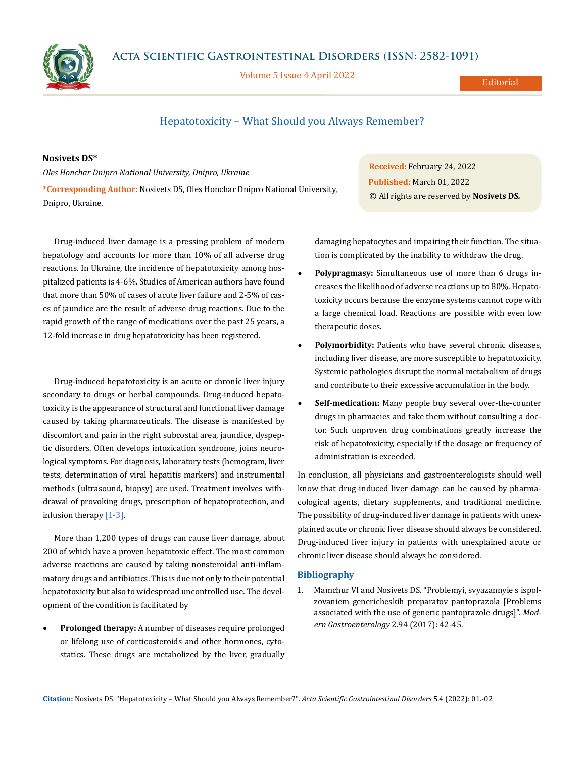# Hepatotoxicity – What Should you Always Remember?

**Nosivets DS***

*Oles Honchar Dnipro National University, Dnipro, Ukraine*

***Corresponding Author:** Nosivets DS, Oles Honchar Dnipro National University, Dnipro, Ukraine.

**Received:** February 24, 2022
**Published:** March 01, 2022
© All rights are reserved by **Nosivets DS.**

Drug-induced liver damage is a pressing problem of modern hepatology and accounts for more than 10% of all adverse drug reactions. In Ukraine, the incidence of hepatotoxicity among hospitalized patients is 4-6%. Studies of American authors have found that more than 50% of cases of acute liver failure and 2-5% of cases of jaundice are the result of adverse drug reactions. Due to the rapid growth of the range of medications over the past 25 years, a 12-fold increase in drug hepatotoxicity has been registered.

Drug-induced hepatotoxicity is an acute or chronic liver injury secondary to drugs or herbal compounds. Drug-induced hepatotoxicity is the appearance of structural and functional liver damage caused by taking pharmaceuticals. The disease is manifested by discomfort and pain in the right subcostal area, jaundice, dyspeptic disorders. Often develops intoxication syndrome, joins neurological symptoms. For diagnosis, laboratory tests (hemogram, liver tests, determination of viral hepatitis markers) and instrumental methods (ultrasound, biopsy) are used. Treatment involves withdrawal of provoking drugs, prescription of hepatoprotection, and infusion therapy [1-3].

More than 1,200 types of drugs can cause liver damage, about 200 of which have a proven hepatotoxic effect. The most common adverse reactions are caused by taking nonsteroidal anti-inflammatory drugs and antibiotics. This is due not only to their potential hepatotoxicity but also to widespread uncontrolled use. The development of the condition is facilitated by

- **Prolonged therapy:** A number of diseases require prolonged or lifelong use of corticosteroids and other hormones, cytostatics. These drugs are metabolized by the liver, gradually damaging hepatocytes and impairing their function. The situation is complicated by the inability to withdraw the drug.
- **Polypragmasy:** Simultaneous use of more than 6 drugs increases the likelihood of adverse reactions up to 80%. Hepatotoxicity occurs because the enzyme systems cannot cope with a large chemical load. Reactions are possible with even low therapeutic doses.
- **Polymorbidity:** Patients who have several chronic diseases, including liver disease, are more susceptible to hepatotoxicity. Systemic pathologies disrupt the normal metabolism of drugs and contribute to their excessive accumulation in the body.
- **Self-medication:** Many people buy several over-the-counter drugs in pharmacies and take them without consulting a doctor. Such unproven drug combinations greatly increase the risk of hepatotoxicity, especially if the dosage or frequency of administration is exceeded.

In conclusion, all physicians and gastroenterologists should well know that drug-induced liver damage can be caused by pharmacological agents, dietary supplements, and traditional medicine. The possibility of drug-induced liver damage in patients with unexplained acute or chronic liver disease should always be considered. Drug-induced liver injury in patients with unexplained acute or chronic liver disease should always be considered.

## Bibliography

1. Mamchur VI and Nosivets DS. "Problemyi, svyazannyie s ispolzovaniem genericheskih preparatov pantoprazola [Problems associated with the use of generic pantoprazole drugs]". *Modern Gastroenterology* 2.94 (2017): 42-45.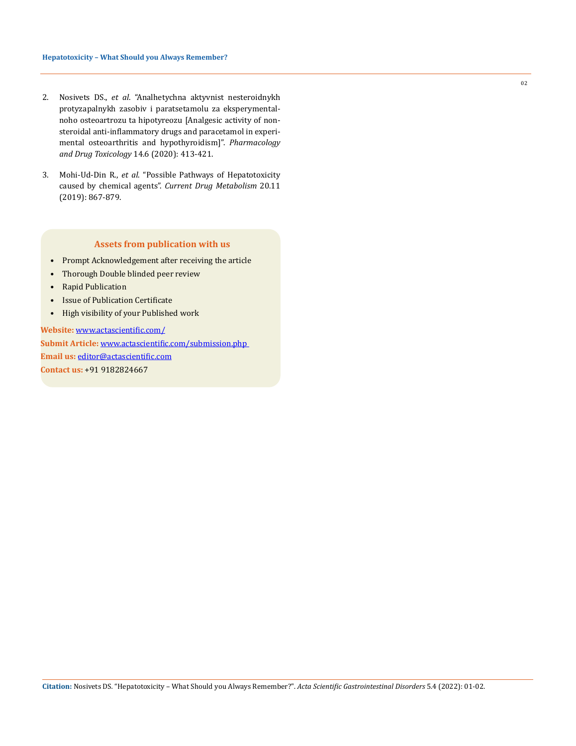2. Nosivets DS., *et al*. "Analhetychna aktyvnist nesteroidnykh protyzapalnykh zasobiv i paratsetamolu za eksperymental-noho osteoartrozu ta hipotyreozu [Analgesic activity of non-steroidal anti-inflammatory drugs and paracetamol in experimental osteoarthritis and hypothyroidism]". *Pharmacology and Drug Toxicology* 14.6 (2020): 413-421.

3. Mohi-Ud-Din R., *et al*. "Possible Pathways of Hepatotoxicity caused by chemical agents". *Current Drug Metabolism* 20.11 (2019): 867-879.

### Assets from publication with us

- Prompt Acknowledgement after receiving the article
- Thorough Double blinded peer review
- Rapid Publication
- Issue of Publication Certificate
- High visibility of your Published work

**Website:** www.actascientific.com/
**Submit Article:** www.actascientific.com/submission.php
**Email us:** editor@actascientific.com
**Contact us:** +91 9182824667

**Citation:** Nosivets DS. "Hepatotoxicity – What Should you Always Remember?". *Acta Scientific Gastrointestinal Disorders* 5.4 (2022): 01-02.